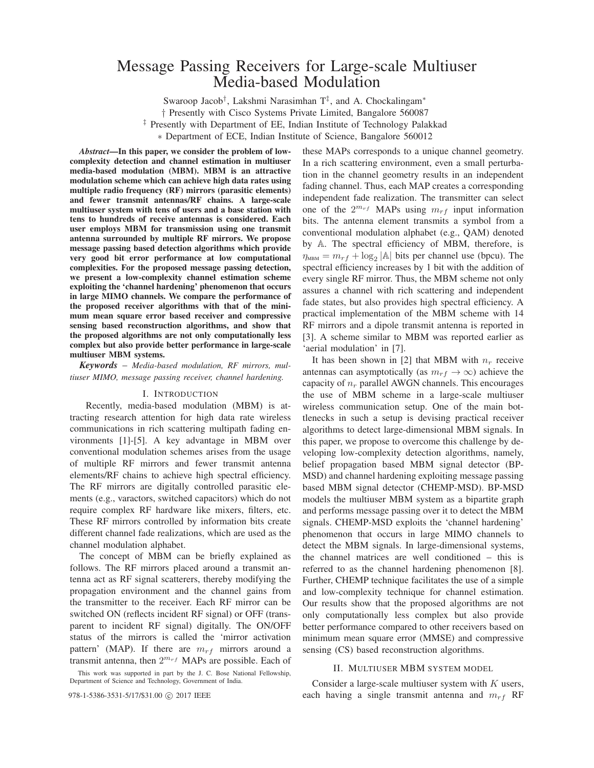# Message Passing Receivers for Large-scale Multiuser Media-based Modulation

Swaroop Jacob[†], Lakshmi Narasimhan T[‡], and A. Chockalingam[*]

† Presently with Cisco Systems Private Limited, Bangalore 560087

‡ Presently with Department of EE, Indian Institute of Technology Palakkad

* Department of ECE, Indian Institute of Science, Bangalore 560012

***Abstract*—In this paper, we consider the problem of low-complexity detection and channel estimation in multiuser media-based modulation (MBM). MBM is an attractive modulation scheme which can achieve high data rates using multiple radio frequency (RF) mirrors (parasitic elements) and fewer transmit antennas/RF chains. A large-scale multiuser system with tens of users and a base station with tens to hundreds of receive antennas is considered. Each user employs MBM for transmission using one transmit antenna surrounded by multiple RF mirrors. We propose message passing based detection algorithms which provide very good bit error performance at low computational complexities. For the proposed message passing detection, we present a low-complexity channel estimation scheme exploiting the 'channel hardening' phenomenon that occurs in large MIMO channels. We compare the performance of the proposed receiver algorithms with that of the minimum mean square error based receiver and compressive sensing based reconstruction algorithms, and show that the proposed algorithms are not only computationally less complex but also provide better performance in large-scale multiuser MBM systems.**

***Keywords*** – *Media-based modulation, RF mirrors, multiuser MIMO, message passing receiver, channel hardening.*

## I. Introduction

Recently, media-based modulation (MBM) is attracting research attention for high data rate wireless communications in rich scattering multipath fading environments [1]-[5]. A key advantage in MBM over conventional modulation schemes arises from the usage of multiple RF mirrors and fewer transmit antenna elements/RF chains to achieve high spectral efficiency. The RF mirrors are digitally controlled parasitic elements (e.g., varactors, switched capacitors) which do not require complex RF hardware like mixers, filters, etc. These RF mirrors controlled by information bits create different channel fade realizations, which are used as the channel modulation alphabet.

The concept of MBM can be briefly explained as follows. The RF mirrors placed around a transmit antenna act as RF signal scatterers, thereby modifying the propagation environment and the channel gains from the transmitter to the receiver. Each RF mirror can be switched ON (reflects incident RF signal) or OFF (transparent to incident RF signal) digitally. The ON/OFF status of the mirrors is called the 'mirror activation pattern' (MAP). If there are $m_{rf}$ mirrors around a transmit antenna, then $2^{m_{rf}}$ MAPs are possible. Each of these MAPs corresponds to a unique channel geometry. In a rich scattering environment, even a small perturbation in the channel geometry results in an independent fading channel. Thus, each MAP creates a corresponding independent fade realization. The transmitter can select one of the $2^{m_{rf}}$ MAPs using $m_{rf}$ input information bits. The antenna element transmits a symbol from a conventional modulation alphabet (e.g., QAM) denoted by $\mathbb{A}$. The spectral efficiency of MBM, therefore, is $\eta_{\text{MBM}} = m_{rf} + \log_2 |\mathbb{A}|$ bits per channel use (bpcu). The spectral efficiency increases by 1 bit with the addition of every single RF mirror. Thus, the MBM scheme not only assures a channel with rich scattering and independent fade states, but also provides high spectral efficiency. A practical implementation of the MBM scheme with 14 RF mirrors and a dipole transmit antenna is reported in [3]. A scheme similar to MBM was reported earlier as 'aerial modulation' in [7].

It has been shown in [2] that MBM with $n_r$ receive antennas can asymptotically (as $m_{rf} \to \infty$) achieve the capacity of $n_r$ parallel AWGN channels. This encourages the use of MBM scheme in a large-scale multiuser wireless communication setup. One of the main bottlenecks in such a setup is devising practical receiver algorithms to detect large-dimensional MBM signals. In this paper, we propose to overcome this challenge by developing low-complexity detection algorithms, namely, belief propagation based MBM signal detector (BP-MSD) and channel hardening exploiting message passing based MBM signal detector (CHEMP-MSD). BP-MSD models the multiuser MBM system as a bipartite graph and performs message passing over it to detect the MBM signals. CHEMP-MSD exploits the 'channel hardening' phenomenon that occurs in large MIMO channels to detect the MBM signals. In large-dimensional systems, the channel matrices are well conditioned – this is referred to as the channel hardening phenomenon [8]. Further, CHEMP technique facilitates the use of a simple and low-complexity technique for channel estimation. Our results show that the proposed algorithms are not only computationally less complex but also provide better performance compared to other receivers based on minimum mean square error (MMSE) and compressive sensing (CS) based reconstruction algorithms.

## II. Multiuser MBM system model

Consider a large-scale multiuser system with $K$ users, each having a single transmit antenna and $m_{rf}$ RF

This work was supported in part by the J. C. Bose National Fellowship, Department of Science and Technology, Government of India.

978-1-5386-3531-5/17/$31.00 © 2017 IEEE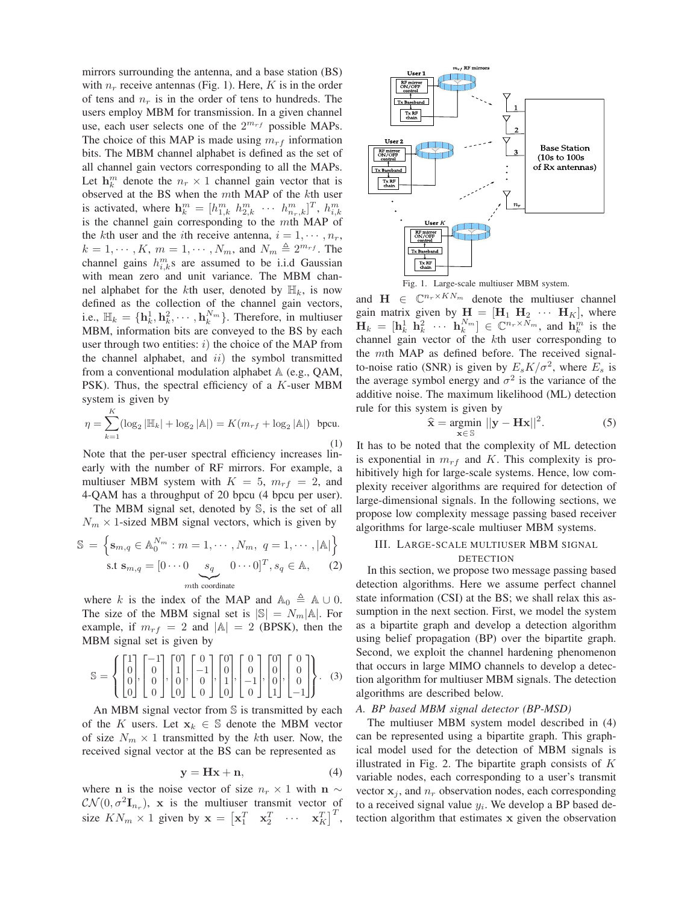mirrors surrounding the antenna, and a base station (BS) with $n_r$ receive antennas (Fig. 1). Here, $K$ is in the order of tens and $n_r$ is in the order of tens to hundreds. The users employ MBM for transmission. In a given channel use, each user selects one of the $2^{m_{rf}}$ possible MAPs. The choice of this MAP is made using $m_{rf}$ information bits. The MBM channel alphabet is defined as the set of all channel gain vectors corresponding to all the MAPs. Let $\mathbf{h}_k^m$ denote the $n_r \times 1$ channel gain vector that is observed at the BS when the $m$th MAP of the $k$th user is activated, where $\mathbf{h}_k^m = [h_{1,k}^m \ h_{2,k}^m \ \cdots \ h_{n_r,k}^m]^T$, $h_{i,k}^m$ is the channel gain corresponding to the $m$th MAP of the $k$th user and the $i$th receive antenna, $i = 1, \cdots, n_r$, $k = 1, \cdots, K$, $m = 1, \cdots, N_m$, and $N_m \triangleq 2^{m_{rf}}$. The channel gains $h_{i,k}^m$s are assumed to be i.i.d Gaussian with mean zero and unit variance. The MBM channel alphabet for the $k$th user, denoted by $\mathbb{H}_k$, is now defined as the collection of the channel gain vectors, i.e., $\mathbb{H}_k = \{\mathbf{h}_k^1, \mathbf{h}_k^2, \cdots, \mathbf{h}_k^{N_m}\}$. Therefore, in multiuser MBM, information bits are conveyed to the BS by each user through two entities: $i)$ the choice of the MAP from the channel alphabet, and $ii)$ the symbol transmitted from a conventional modulation alphabet $\mathbb{A}$ (e.g., QAM, PSK). Thus, the spectral efficiency of a $K$-user MBM system is given by

$$\eta = \sum_{k=1}^{K} (\log_2 |\mathbb{H}_k| + \log_2 |\mathbb{A}|) = K(m_{rf} + \log_2 |\mathbb{A}|) \text{ bpcu.} \tag{1}$$

Note that the per-user spectral efficiency increases linearly with the number of RF mirrors. For example, a multiuser MBM system with $K = 5$, $m_{rf} = 2$, and 4-QAM has a throughput of 20 bpcu (4 bpcu per user).

The MBM signal set, denoted by $\mathbb{S}$, is the set of all $N_m \times 1$-sized MBM signal vectors, which is given by

$$\mathbb{S} = \Big\{ \mathbf{s}_{m,q} \in \mathbb{A}_0^{N_m} : m = 1, \cdots, N_m, \ q = 1, \cdots, |\mathbb{A}| \Big\}$$
$$\text{s.t } \mathbf{s}_{m,q} = [0 \cdots 0 \underbrace{s_q}_{m\text{th coordinate}} 0 \cdots 0]^T, s_q \in \mathbb{A}, \tag{2}$$

where $k$ is the index of the MAP and $\mathbb{A}_0 \triangleq \mathbb{A} \cup 0$. The size of the MBM signal set is $|\mathbb{S}| = N_m|\mathbb{A}|$. For example, if $m_{rf} = 2$ and $|\mathbb{A}| = 2$ (BPSK), then the MBM signal set is given by

$$\mathbb{S} = \left\{ \begin{bmatrix}1\\0\\0\\0\end{bmatrix}, \begin{bmatrix}-1\\0\\0\\0\end{bmatrix}, \begin{bmatrix}0\\1\\0\\0\end{bmatrix}, \begin{bmatrix}0\\-1\\0\\0\end{bmatrix}, \begin{bmatrix}0\\0\\1\\0\end{bmatrix}, \begin{bmatrix}0\\0\\-1\\0\end{bmatrix}, \begin{bmatrix}0\\0\\0\\1\end{bmatrix}, \begin{bmatrix}0\\0\\0\\-1\end{bmatrix} \right\}. \tag{3}$$

An MBM signal vector from $\mathbb{S}$ is transmitted by each of the $K$ users. Let $\mathbf{x}_k \in \mathbb{S}$ denote the MBM vector of size $N_m \times 1$ transmitted by the $k$th user. Now, the received signal vector at the BS can be represented as

$$\mathbf{y} = \mathbf{H}\mathbf{x} + \mathbf{n}, \tag{4}$$

where $\mathbf{n}$ is the noise vector of size $n_r \times 1$ with $\mathbf{n} \sim \mathcal{CN}(0, \sigma^2\mathbf{I}_{n_r})$, $\mathbf{x}$ is the multiuser transmit vector of size $KN_m \times 1$ given by $\mathbf{x} = \begin{bmatrix}\mathbf{x}_1^T & \mathbf{x}_2^T & \cdots & \mathbf{x}_K^T\end{bmatrix}^T$, and $\mathbf{H} \in \mathbb{C}^{n_r \times KN_m}$ denote the multiuser channel gain matrix given by $\mathbf{H} = [\mathbf{H}_1 \ \mathbf{H}_2 \ \cdots \ \mathbf{H}_K]$, where $\mathbf{H}_k = [\mathbf{h}_k^1 \ \mathbf{h}_k^2 \ \cdots \ \mathbf{h}_k^{N_m}] \in \mathbb{C}^{n_r \times N_m}$, and $\mathbf{h}_k^m$ is the channel gain vector of the $k$th user corresponding to the $m$th MAP as defined before. The received signal-to-noise ratio (SNR) is given by $E_s K/\sigma^2$, where $E_s$ is the average symbol energy and $\sigma^2$ is the variance of the additive noise. The maximum likelihood (ML) detection rule for this system is given by

$$\widehat{\mathbf{x}} = \underset{\mathbf{x} \in \mathbb{S}}{\operatorname{argmin}} \ ||\mathbf{y} - \mathbf{H}\mathbf{x}||^2. \tag{5}$$

It has to be noted that the complexity of ML detection is exponential in $m_{rf}$ and $K$. This complexity is prohibitively high for large-scale systems. Hence, low complexity receiver algorithms are required for detection of large-dimensional signals. In the following sections, we propose low complexity message passing based receiver algorithms for large-scale multiuser MBM systems.

Fig. 1. Large-scale multiuser MBM system.

## III. Large-scale multiuser MBM signal detection

In this section, we propose two message passing based detection algorithms. Here we assume perfect channel state information (CSI) at the BS; we shall relax this assumption in the next section. First, we model the system as a bipartite graph and develop a detection algorithm using belief propagation (BP) over the bipartite graph. Second, we exploit the channel hardening phenomenon that occurs in large MIMO channels to develop a detection algorithm for multiuser MBM signals. The detection algorithms are described below.

### A. BP based MBM signal detector (BP-MSD)

The multiuser MBM system model described in (4) can be represented using a bipartite graph. This graphical model used for the detection of MBM signals is illustrated in Fig. 2. The bipartite graph consists of $K$ variable nodes, each corresponding to a user's transmit vector $\mathbf{x}_j$, and $n_r$ observation nodes, each corresponding to a received signal value $y_i$. We develop a BP based detection algorithm that estimates $\mathbf{x}$ given the observation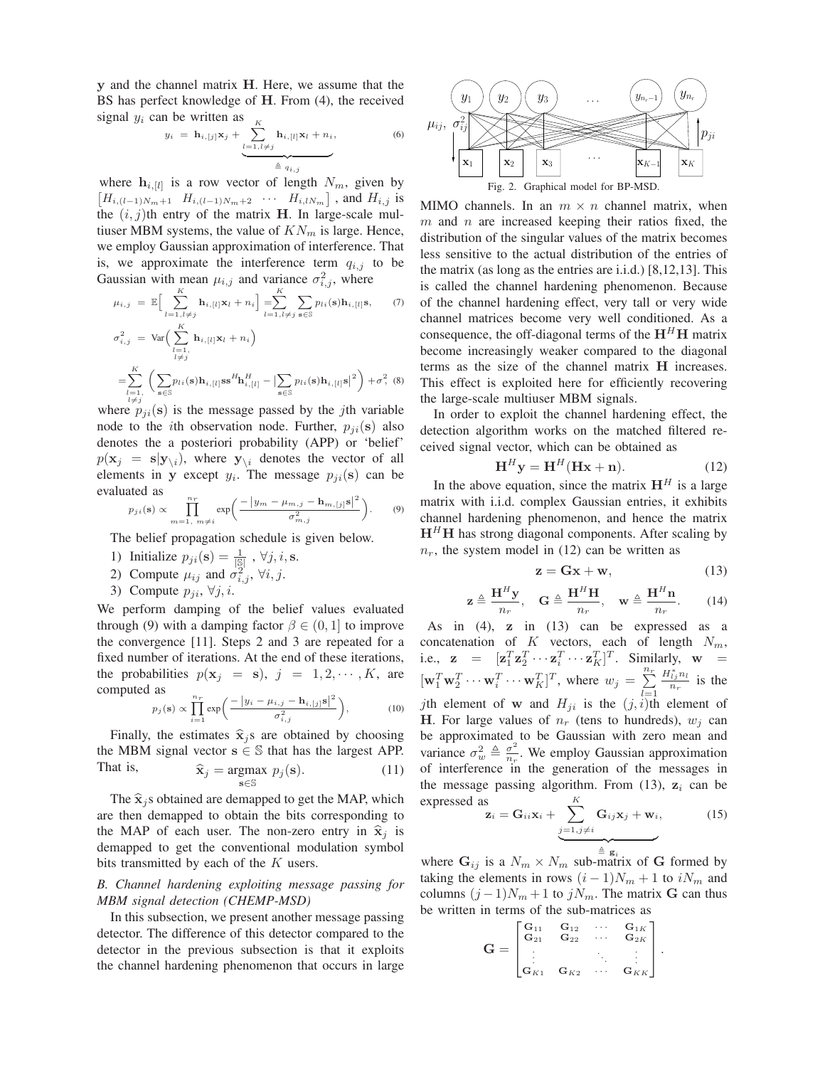$\mathbf{y}$ and the channel matrix $\mathbf{H}$. Here, we assume that the BS has perfect knowledge of $\mathbf{H}$. From (4), the received signal $y_i$ can be written as

$$y_i \;=\; \mathbf{h}_{i,[j]}\mathbf{x}_j + \underbrace{\sum_{l=1,l\neq j}^{K} \mathbf{h}_{i,[l]}\mathbf{x}_l + n_i}_{\triangleq\, q_{i,j}}, \tag{6}$$

where $\mathbf{h}_{i,[l]}$ is a row vector of length $N_m$, given by $\begin{bmatrix} H_{i,(l-1)N_m+1} & H_{i,(l-1)N_m+2} & \cdots & H_{i,lN_m}\end{bmatrix}$, and $H_{i,j}$ is the $(i,j)$th entry of the matrix $\mathbf{H}$. In large-scale multiuser MBM systems, the value of $KN_m$ is large. Hence, we employ Gaussian approximation of interference. That is, we approximate the interference term $q_{i,j}$ to be Gaussian with mean $\mu_{i,j}$ and variance $\sigma^2_{i,j}$, where

$$\mu_{i,j} \;=\; \mathbb{E}\Big[\sum_{l=1,l\neq j}^{K} \mathbf{h}_{i,[l]}\mathbf{x}_l + n_i\Big] = \sum_{l=1,l\neq j}^{K} \sum_{\mathbf{s}\in\mathbb{S}} p_{li}(\mathbf{s})\mathbf{h}_{i,[l]}\mathbf{s}, \tag{7}$$

$$\sigma^2_{i,j} \;=\; \text{Var}\Big(\sum_{\substack{l=1,\\ l\neq j}}^{K} \mathbf{h}_{i,[l]}\mathbf{x}_l + n_i\Big)$$

$$= \sum_{\substack{l=1,\\ l\neq j}}^{K} \Big(\sum_{\mathbf{s}\in\mathbb{S}} p_{li}(\mathbf{s})\mathbf{h}_{i,[l]}\mathbf{s}\mathbf{s}^H\mathbf{h}^H_{i,[l]} - \big|\sum_{\mathbf{s}\in\mathbb{S}} p_{li}(\mathbf{s})\mathbf{h}_{i,[l]}\mathbf{s}\big|^2\Big) + \sigma^2, \tag{8}$$

where $p_{ji}(\mathbf{s})$ is the message passed by the $j$th variable node to the $i$th observation node. Further, $p_{ji}(\mathbf{s})$ also denotes the a posteriori probability (APP) or 'belief' $p(\mathbf{x}_j = \mathbf{s}|\mathbf{y}_{\setminus i})$, where $\mathbf{y}_{\setminus i}$ denotes the vector of all elements in $\mathbf{y}$ except $y_i$. The message $p_{ji}(\mathbf{s})$ can be evaluated as

$$p_{ji}(\mathbf{s}) \propto \prod_{m=1,\; m\neq i}^{n_r} \exp\Big(\frac{-\left|y_m - \mu_{m,j} - \mathbf{h}_{m,[j]}\mathbf{s}\right|^2}{\sigma^2_{m,j}}\Big). \tag{9}$$

The belief propagation schedule is given below.

1) Initialize $p_{ji}(\mathbf{s}) = \frac{1}{|\mathbb{S}|}$ , $\forall j, i, \mathbf{s}$.
2) Compute $\mu_{ij}$ and $\sigma^2_{i,j}$, $\forall i, j$.
3) Compute $p_{ji}$, $\forall j, i$.

We perform damping of the belief values evaluated through (9) with a damping factor $\beta \in (0,1]$ to improve the convergence [11]. Steps 2 and 3 are repeated for a fixed number of iterations. At the end of these iterations, the probabilities $p(\mathbf{x}_j = \mathbf{s})$, $j = 1, 2, \cdots, K$, are computed as

$$p_j(\mathbf{s}) \propto \prod_{i=1}^{n_r} \exp\Big(\frac{-\left|y_i - \mu_{i,j} - \mathbf{h}_{i,[j]}\mathbf{s}\right|^2}{\sigma^2_{i,j}}\Big), \tag{10}$$

Finally, the estimates $\widehat{\mathbf{x}}_j$s are obtained by choosing the MBM signal vector $\mathbf{s} \in \mathbb{S}$ that has the largest APP. That is,

$$\widehat{\mathbf{x}}_j = \underset{\mathbf{s}\in\mathbb{S}}{\text{argmax}}\; p_j(\mathbf{s}). \tag{11}$$

The $\widehat{\mathbf{x}}_j$s obtained are demapped to get the MAP, which are then demapped to obtain the bits corresponding to the MAP of each user. The non-zero entry in $\widehat{\mathbf{x}}_j$ is demapped to get the conventional modulation symbol bits transmitted by each of the $K$ users.

### *B. Channel hardening exploiting message passing for MBM signal detection (CHEMP-MSD)*

In this subsection, we present another message passing detector. The difference of this detector compared to the detector in the previous subsection is that it exploits the channel hardening phenomenon that occurs in large MIMO channels. In an $m \times n$ channel matrix, when $m$ and $n$ are increased keeping their ratios fixed, the distribution of the singular values of the matrix becomes less sensitive to the actual distribution of the entries of the matrix (as long as the entries are i.i.d.) [8,12,13]. This is called the channel hardening phenomenon. Because of the channel hardening effect, very tall or very wide channel matrices become very well conditioned. As a consequence, the off-diagonal terms of the $\mathbf{H}^H\mathbf{H}$ matrix become increasingly weaker compared to the diagonal terms as the size of the channel matrix $\mathbf{H}$ increases. This effect is exploited here for efficiently recovering the large-scale multiuser MBM signals.

Fig. 2. Graphical model for BP-MSD.

In order to exploit the channel hardening effect, the detection algorithm works on the matched filtered received signal vector, which can be obtained as

$$\mathbf{H}^H\mathbf{y} = \mathbf{H}^H(\mathbf{H}\mathbf{x} + \mathbf{n}). \tag{12}$$

In the above equation, since the matrix $\mathbf{H}^H$ is a large matrix with i.i.d. complex Gaussian entries, it exhibits channel hardening phenomenon, and hence the matrix $\mathbf{H}^H\mathbf{H}$ has strong diagonal components. After scaling by $n_r$, the system model in (12) can be written as

$$\mathbf{z} = \mathbf{G}\mathbf{x} + \mathbf{w}, \tag{13}$$

$$\mathbf{z} \triangleq \frac{\mathbf{H}^H\mathbf{y}}{n_r}, \quad \mathbf{G} \triangleq \frac{\mathbf{H}^H\mathbf{H}}{n_r}, \quad \mathbf{w} \triangleq \frac{\mathbf{H}^H\mathbf{n}}{n_r}. \tag{14}$$

As in (4), $\mathbf{z}$ in (13) can be expressed as a concatenation of $K$ vectors, each of length $N_m$, i.e., $\mathbf{z} = [\mathbf{z}_1^T\mathbf{z}_2^T \cdots \mathbf{z}_i^T \cdots \mathbf{z}_K^T]^T$. Similarly, $\mathbf{w} = [\mathbf{w}_1^T\mathbf{w}_2^T \cdots \mathbf{w}_i^T \cdots \mathbf{w}_K^T]^T$, where $w_j = \sum_{l=1}^{n_r} \frac{H^*_{lj}n_l}{n_r}$ is the $j$th element of $\mathbf{w}$ and $H_{ji}$ is the $(j,i)$th element of $\mathbf{H}$. For large values of $n_r$ (tens to hundreds), $w_j$ can be approximated to be Gaussian with zero mean and variance $\sigma^2_w \triangleq \frac{\sigma^2}{n_r}$. We employ Gaussian approximation of interference in the generation of the messages in the message passing algorithm. From (13), $\mathbf{z}_i$ can be expressed as

$$\mathbf{z}_i = \mathbf{G}_{ii}\mathbf{x}_i + \underbrace{\sum_{j=1,j\neq i}^{K} \mathbf{G}_{ij}\mathbf{x}_j + \mathbf{w}_i}_{\triangleq\, \mathbf{g}_i}, \tag{15}$$

where $\mathbf{G}_{ij}$ is a $N_m \times N_m$ sub-matrix of $\mathbf{G}$ formed by taking the elements in rows $(i-1)N_m + 1$ to $iN_m$ and columns $(j-1)N_m + 1$ to $jN_m$. The matrix $\mathbf{G}$ can thus be written in terms of the sub-matrices as

$$\mathbf{G} = \begin{bmatrix} \mathbf{G}_{11} & \mathbf{G}_{12} & \cdots & \mathbf{G}_{1K} \\ \mathbf{G}_{21} & \mathbf{G}_{22} & \cdots & \mathbf{G}_{2K} \\ \vdots & & \ddots & \vdots \\ \mathbf{G}_{K1} & \mathbf{G}_{K2} & \cdots & \mathbf{G}_{KK} \end{bmatrix}.$$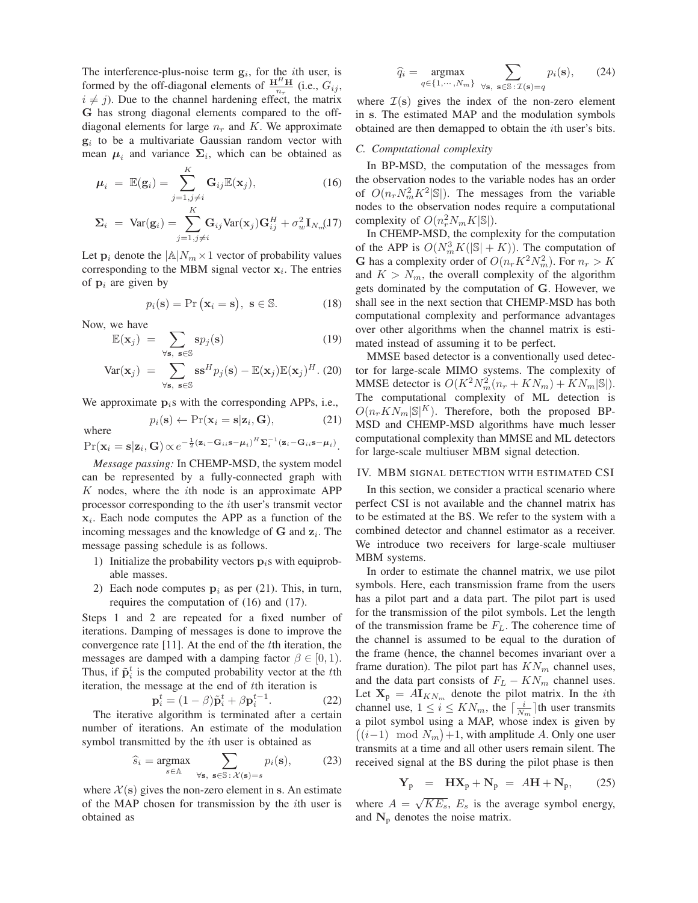The interference-plus-noise term $\mathbf{g}_i$, for the $i$th user, is formed by the off-diagonal elements of $\frac{\mathbf{H}^H\mathbf{H}}{n_r}$ (i.e., $G_{ij}$, $i \neq j$). Due to the channel hardening effect, the matrix $\mathbf{G}$ has strong diagonal elements compared to the off-diagonal elements for large $n_r$ and $K$. We approximate $\mathbf{g}_i$ to be a multivariate Gaussian random vector with mean $\boldsymbol{\mu}_i$ and variance $\boldsymbol{\Sigma}_i$, which can be obtained as

$$\boldsymbol{\mu}_i = \mathbb{E}(\mathbf{g}_i) = \sum_{j=1, j\neq i}^{K} \mathbf{G}_{ij}\mathbb{E}(\mathbf{x}_j), \tag{16}$$

$$\boldsymbol{\Sigma}_i = \text{Var}(\mathbf{g}_i) = \sum_{j=1, j\neq i}^{K} \mathbf{G}_{ij}\text{Var}(\mathbf{x}_j)\mathbf{G}_{ij}^H + \sigma_w^2 \mathbf{I}_{N_m} \tag{17}$$

Let $\mathbf{p}_i$ denote the $|\mathbb{A}|N_m \times 1$ vector of probability values corresponding to the MBM signal vector $\mathbf{x}_i$. The entries of $\mathbf{p}_i$ are given by

$$p_i(\mathbf{s}) = \Pr\left(\mathbf{x}_i = \mathbf{s}\right), \ \mathbf{s} \in \mathbb{S}. \tag{18}$$

Now, we have

$$\mathbb{E}(\mathbf{x}_j) = \sum_{\forall \mathbf{s}, \ \mathbf{s}\in\mathbb{S}} \mathbf{s}p_j(\mathbf{s}) \tag{19}$$

$$\text{Var}(\mathbf{x}_j) = \sum_{\forall \mathbf{s}, \ \mathbf{s}\in\mathbb{S}} \mathbf{s}\mathbf{s}^H p_j(\mathbf{s}) - \mathbb{E}(\mathbf{x}_j)\mathbb{E}(\mathbf{x}_j)^H. \tag{20}$$

We approximate $\mathbf{p}_i$s with the corresponding APPs, i.e.,

$$p_i(\mathbf{s}) \leftarrow \Pr(\mathbf{x}_i = \mathbf{s}|\mathbf{z}_i, \mathbf{G}), \tag{21}$$

where
$\Pr(\mathbf{x}_i = \mathbf{s}|\mathbf{z}_i, \mathbf{G}) \propto e^{-\frac{1}{2}(\mathbf{z}_i - \mathbf{G}_{ii}\mathbf{s} - \boldsymbol{\mu}_i)^H \boldsymbol{\Sigma}_i^{-1}(\mathbf{z}_i - \mathbf{G}_{ii}\mathbf{s} - \boldsymbol{\mu}_i)}$.

*Message passing:* In CHEMP-MSD, the system model can be represented by a fully-connected graph with $K$ nodes, where the $i$th node is an approximate APP processor corresponding to the $i$th user's transmit vector $\mathbf{x}_i$. Each node computes the APP as a function of the incoming messages and the knowledge of $\mathbf{G}$ and $\mathbf{z}_i$. The message passing schedule is as follows.

1) Initialize the probability vectors $\mathbf{p}_i$s with equiprobable masses.
2) Each node computes $\mathbf{p}_i$ as per (21). This, in turn, requires the computation of (16) and (17).

Steps 1 and 2 are repeated for a fixed number of iterations. Damping of messages is done to improve the convergence rate [11]. At the end of the $t$th iteration, the messages are damped with a damping factor $\beta \in [0, 1)$. Thus, if $\tilde{\mathbf{p}}_i^t$ is the computed probability vector at the $t$th iteration, the message at the end of $t$th iteration is

$$\mathbf{p}_i^t = (1-\beta)\tilde{\mathbf{p}}_i^t + \beta \mathbf{p}_i^{t-1}. \tag{22}$$

The iterative algorithm is terminated after a certain number of iterations. An estimate of the modulation symbol transmitted by the $i$th user is obtained as

$$\widehat{s}_i = \underset{s\in\mathbb{A}}{\text{argmax}} \sum_{\forall \mathbf{s}, \ \mathbf{s}\in\mathbb{S}: \ \mathcal{X}(\mathbf{s})=s} p_i(\mathbf{s}), \tag{23}$$

where $\mathcal{X}(\mathbf{s})$ gives the non-zero element in $\mathbf{s}$. An estimate of the MAP chosen for transmission by the $i$th user is obtained as

$$\widehat{q}_i = \underset{q\in\{1,\cdots,N_m\}}{\text{argmax}} \sum_{\forall \mathbf{s}, \ \mathbf{s}\in\mathbb{S}: \ \mathcal{I}(\mathbf{s})=q} p_i(\mathbf{s}), \tag{24}$$

where $\mathcal{I}(\mathbf{s})$ gives the index of the non-zero element in $\mathbf{s}$. The estimated MAP and the modulation symbols obtained are then demapped to obtain the $i$th user's bits.

### C. Computational complexity

In BP-MSD, the computation of the messages from the observation nodes to the variable nodes has an order of $O(n_r N_m^2 K^2 |\mathbb{S}|)$. The messages from the variable nodes to the observation nodes require a computational complexity of $O(n_r^2 N_m K |\mathbb{S}|)$.

In CHEMP-MSD, the complexity for the computation of the APP is $O(N_m^3 K(|\mathbb{S}| + K))$. The computation of $\mathbf{G}$ has a complexity order of $O(n_r K^2 N_m^2)$. For $n_r > K$ and $K > N_m$, the overall complexity of the algorithm gets dominated by the computation of $\mathbf{G}$. However, we shall see in the next section that CHEMP-MSD has both computational complexity and performance advantages over other algorithms when the channel matrix is estimated instead of assuming it to be perfect.

MMSE based detector is a conventionally used detector for large-scale MIMO systems. The complexity of MMSE detector is $O(K^2 N_m^2 (n_r + K N_m) + K N_m |\mathbb{S}|)$. The computational complexity of ML detection is $O(n_r K N_m |\mathbb{S}|^K)$. Therefore, both the proposed BP-MSD and CHEMP-MSD algorithms have much lesser computational complexity than MMSE and ML detectors for large-scale multiuser MBM signal detection.

## IV. MBM SIGNAL DETECTION WITH ESTIMATED CSI

In this section, we consider a practical scenario where perfect CSI is not available and the channel matrix has to be estimated at the BS. We refer to the system with a combined detector and channel estimator as a receiver. We introduce two receivers for large-scale multiuser MBM systems.

In order to estimate the channel matrix, we use pilot symbols. Here, each transmission frame from the users has a pilot part and a data part. The pilot part is used for the transmission of the pilot symbols. Let the length of the transmission frame be $F_L$. The coherence time of the channel is assumed to be equal to the duration of the frame (hence, the channel becomes invariant over a frame duration). The pilot part has $KN_m$ channel uses, and the data part consists of $F_L - KN_m$ channel uses. Let $\mathbf{X}_\text{p} = A\mathbf{I}_{KN_m}$ denote the pilot matrix. In the $i$th channel use, $1 \leq i \leq KN_m$, the $\lceil \frac{i}{N_m} \rceil$th user transmits a pilot symbol using a MAP, whose index is given by $\big((i-1) \mod N_m\big)+1$, with amplitude $A$. Only one user transmits at a time and all other users remain silent. The received signal at the BS during the pilot phase is then

$$\mathbf{Y}_\text{p} = \mathbf{H}\mathbf{X}_\text{p} + \mathbf{N}_\text{p} = A\mathbf{H} + \mathbf{N}_\text{p}, \tag{25}$$

where $A = \sqrt{KE_s}$, $E_s$ is the average symbol energy, and $\mathbf{N}_\text{p}$ denotes the noise matrix.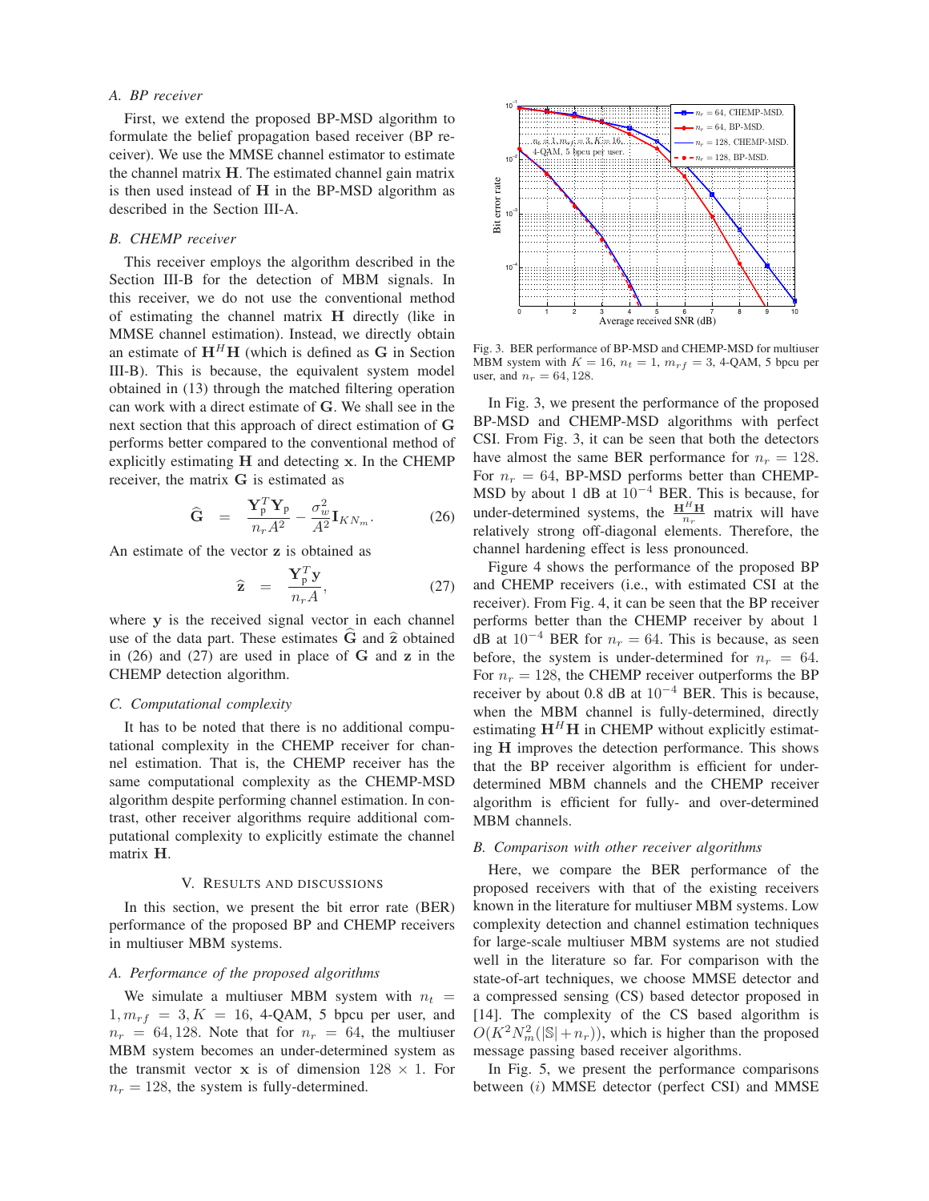### A. BP receiver

First, we extend the proposed BP-MSD algorithm to formulate the belief propagation based receiver (BP receiver). We use the MMSE channel estimator to estimate the channel matrix $\mathbf{H}$. The estimated channel gain matrix is then used instead of $\mathbf{H}$ in the BP-MSD algorithm as described in the Section III-A.

### B. CHEMP receiver

This receiver employs the algorithm described in the Section III-B for the detection of MBM signals. In this receiver, we do not use the conventional method of estimating the channel matrix $\mathbf{H}$ directly (like in MMSE channel estimation). Instead, we directly obtain an estimate of $\mathbf{H}^H\mathbf{H}$ (which is defined as $\mathbf{G}$ in Section III-B). This is because, the equivalent system model obtained in (13) through the matched filtering operation can work with a direct estimate of $\mathbf{G}$. We shall see in the next section that this approach of direct estimation of $\mathbf{G}$ performs better compared to the conventional method of explicitly estimating $\mathbf{H}$ and detecting $\mathbf{x}$. In the CHEMP receiver, the matrix $\mathbf{G}$ is estimated as

$$\widehat{\mathbf{G}} = \frac{\mathbf{Y}_{\mathrm{p}}^T\mathbf{Y}_{\mathrm{p}}}{n_r A^2} - \frac{\sigma_w^2}{A^2}\mathbf{I}_{KN_m}. \tag{26}$$

An estimate of the vector $\mathbf{z}$ is obtained as

$$\widehat{\mathbf{z}} = \frac{\mathbf{Y}_{\mathrm{p}}^T\mathbf{y}}{n_r A}, \tag{27}$$

where $\mathbf{y}$ is the received signal vector in each channel use of the data part. These estimates $\widehat{\mathbf{G}}$ and $\widehat{\mathbf{z}}$ obtained in (26) and (27) are used in place of $\mathbf{G}$ and $\mathbf{z}$ in the CHEMP detection algorithm.

### C. Computational complexity

It has to be noted that there is no additional computational complexity in the CHEMP receiver for channel estimation. That is, the CHEMP receiver has the same computational complexity as the CHEMP-MSD algorithm despite performing channel estimation. In contrast, other receiver algorithms require additional computational complexity to explicitly estimate the channel matrix $\mathbf{H}$.

## V. Results and Discussions

In this section, we present the bit error rate (BER) performance of the proposed BP and CHEMP receivers in multiuser MBM systems.

### A. Performance of the proposed algorithms

We simulate a multiuser MBM system with $n_t = 1, m_{rf} = 3, K = 16$, 4-QAM, 5 bpcu per user, and $n_r = 64, 128$. Note that for $n_r = 64$, the multiuser MBM system becomes an under-determined system as the transmit vector $\mathbf{x}$ is of dimension $128 \times 1$. For $n_r = 128$, the system is fully-determined.

Fig. 3. BER performance of BP-MSD and CHEMP-MSD for multiuser MBM system with $K = 16$, $n_t = 1$, $m_{rf} = 3$, 4-QAM, 5 bpcu per user, and $n_r = 64, 128$.

In Fig. 3, we present the performance of the proposed BP-MSD and CHEMP-MSD algorithms with perfect CSI. From Fig. 3, it can be seen that both the detectors have almost the same BER performance for $n_r = 128$. For $n_r = 64$, BP-MSD performs better than CHEMP-MSD by about 1 dB at $10^{-4}$ BER. This is because, for under-determined systems, the $\frac{\mathbf{H}^H\mathbf{H}}{n_r}$ matrix will have relatively strong off-diagonal elements. Therefore, the channel hardening effect is less pronounced.

Figure 4 shows the performance of the proposed BP and CHEMP receivers (i.e., with estimated CSI at the receiver). From Fig. 4, it can be seen that the BP receiver performs better than the CHEMP receiver by about 1 dB at $10^{-4}$ BER for $n_r = 64$. This is because, as seen before, the system is under-determined for $n_r = 64$. For $n_r = 128$, the CHEMP receiver outperforms the BP receiver by about 0.8 dB at $10^{-4}$ BER. This is because, when the MBM channel is fully-determined, directly estimating $\mathbf{H}^H\mathbf{H}$ in CHEMP without explicitly estimating $\mathbf{H}$ improves the detection performance. This shows that the BP receiver algorithm is efficient for under-determined MBM channels and the CHEMP receiver algorithm is efficient for fully- and over-determined MBM channels.

### B. Comparison with other receiver algorithms

Here, we compare the BER performance of the proposed receivers with that of the existing receivers known in the literature for multiuser MBM systems. Low complexity detection and channel estimation techniques for large-scale multiuser MBM systems are not studied well in the literature so far. For comparison with the state-of-art techniques, we choose MMSE detector and a compressed sensing (CS) based detector proposed in [14]. The complexity of the CS based algorithm is $O(K^2N_m^2(|\mathbb{S}|+n_r))$, which is higher than the proposed message passing based receiver algorithms.

In Fig. 5, we present the performance comparisons between ($i$) MMSE detector (perfect CSI) and MMSE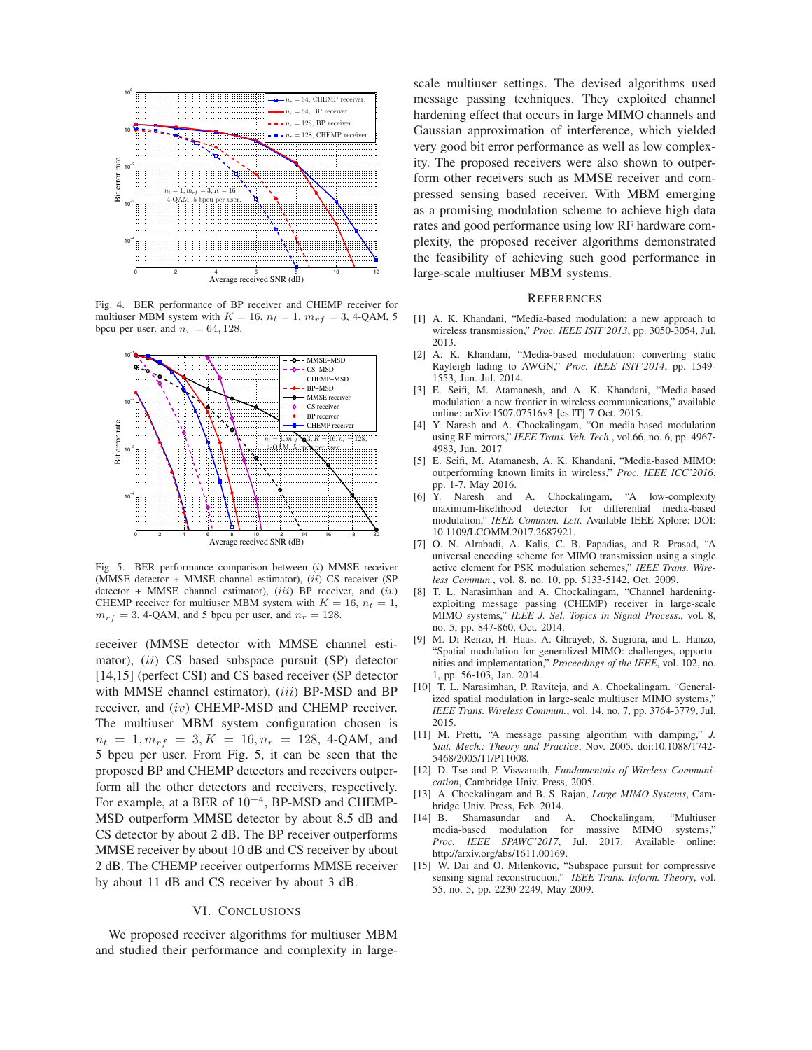10^0

10^-1

10^-2

10^-3

10^-4

Bit error rate

0 2 4 6 8 10 12

Average received SNR (dB)

$n_r = 64$, CHEMP receiver.

$n_r = 64$, BP receiver.

$n_r = 128$, BP receiver.

$n_r = 128$, CHEMP receiver.

$n_t = 1, m_{rf} = 3, K = 16,$

4-QAM, 5 bpcu per user.

Fig. 4. BER performance of BP receiver and CHEMP receiver for multiuser MBM system with $K = 16$, $n_t = 1$, $m_{rf} = 3$, 4-QAM, 5 bpcu per user, and $n_r = 64, 128$.

10^-1

10^-2

10^-3

10^-4

Bit error rate

0 2 4 6 8 10 12 14 16 18 20

Average received SNR (dB)

MMSE–MSD

CS–MSD

CHEMP–MSD

BP–MSD

MMSE receiver

CS receiver

BP receiver

CHEMP receiver

$n_t = 1, m_{rf} = 3, K = 16, n_r = 128,$

4-QAM, 5 bpcu per user

Fig. 5. BER performance comparison between $(i)$ MMSE receiver (MMSE detector + MMSE channel estimator), $(ii)$ CS receiver (SP detector + MMSE channel estimator), $(iii)$ BP receiver, and $(iv)$ CHEMP receiver for multiuser MBM system with $K = 16$, $n_t = 1$, $m_{rf} = 3$, 4-QAM, and 5 bpcu per user, and $n_r = 128$.

receiver (MMSE detector with MMSE channel estimator), $(ii)$ CS based subspace pursuit (SP) detector [14,15] (perfect CSI) and CS based receiver (SP detector with MMSE channel estimator), $(iii)$ BP-MSD and BP receiver, and $(iv)$ CHEMP-MSD and CHEMP receiver. The multiuser MBM system configuration chosen is $n_t = 1, m_{rf} = 3, K = 16, n_r = 128$, 4-QAM, and 5 bpcu per user. From Fig. 5, it can be seen that the proposed BP and CHEMP detectors and receivers outperform all the other detectors and receivers, respectively. For example, at a BER of $10^{-4}$, BP-MSD and CHEMP-MSD outperform MMSE detector by about 8.5 dB and CS detector by about 2 dB. The BP receiver outperforms MMSE receiver by about 10 dB and CS receiver by about 2 dB. The CHEMP receiver outperforms MMSE receiver by about 11 dB and CS receiver by about 3 dB.

## VI. Conclusions

We proposed receiver algorithms for multiuser MBM and studied their performance and complexity in large-scale multiuser settings. The devised algorithms used message passing techniques. They exploited channel hardening effect that occurs in large MIMO channels and Gaussian approximation of interference, which yielded very good bit error performance as well as low complexity. The proposed receivers were also shown to outperform other receivers such as MMSE receiver and compressed sensing based receiver. With MBM emerging as a promising modulation scheme to achieve high data rates and good performance using low RF hardware complexity, the proposed receiver algorithms demonstrated the feasibility of achieving such good performance in large-scale multiuser MBM systems.

## References

[1] A. K. Khandani, "Media-based modulation: a new approach to wireless transmission," *Proc. IEEE ISIT'2013*, pp. 3050-3054, Jul. 2013.

[2] A. K. Khandani, "Media-based modulation: converting static Rayleigh fading to AWGN," *Proc. IEEE ISIT'2014*, pp. 1549-1553, Jun.-Jul. 2014.

[3] E. Seifi, M. Atamanesh, and A. K. Khandani, "Media-based modulation: a new frontier in wireless communications," available online: arXiv:1507.07516v3 [cs.IT] 7 Oct. 2015.

[4] Y. Naresh and A. Chockalingam, "On media-based modulation using RF mirrors," *IEEE Trans. Veh. Tech.*, vol.66, no. 6, pp. 4967-4983, Jun. 2017

[5] E. Seifi, M. Atamanesh, A. K. Khandani, "Media-based MIMO: outperforming known limits in wireless," *Proc. IEEE ICC'2016*, pp. 1-7, May 2016.

[6] Y. Naresh and A. Chockalingam, "A low-complexity maximum-likelihood detector for differential media-based modulation," *IEEE Commun. Lett.* Available IEEE Xplore: DOI: 10.1109/LCOMM.2017.2687921.

[7] O. N. Alrabadi, A. Kalis, C. B. Papadias, and R. Prasad, "A universal encoding scheme for MIMO transmission using a single active element for PSK modulation schemes," *IEEE Trans. Wireless Commun.*, vol. 8, no. 10, pp. 5133-5142, Oct. 2009.

[8] T. L. Narasimhan and A. Chockalingam, "Channel hardening-exploiting message passing (CHEMP) receiver in large-scale MIMO systems," *IEEE J. Sel. Topics in Signal Process.*, vol. 8, no. 5, pp. 847-860, Oct. 2014.

[9] M. Di Renzo, H. Haas, A. Ghrayeb, S. Sugiura, and L. Hanzo, "Spatial modulation for generalized MIMO: challenges, opportunities and implementation," *Proceedings of the IEEE*, vol. 102, no. 1, pp. 56-103, Jan. 2014.

[10] T. L. Narasimhan, P. Raviteja, and A. Chockalingam. "Generalized spatial modulation in large-scale multiuser MIMO systems," *IEEE Trans. Wireless Commun.*, vol. 14, no. 7, pp. 3764-3779, Jul. 2015.

[11] M. Pretti, "A message passing algorithm with damping," *J. Stat. Mech.: Theory and Practice*, Nov. 2005. doi:10.1088/1742-5468/2005/11/P11008.

[12] D. Tse and P. Viswanath, *Fundamentals of Wireless Communication*, Cambridge Univ. Press, 2005.

[13] A. Chockalingam and B. S. Rajan, *Large MIMO Systems*, Cambridge Univ. Press, Feb. 2014.

[14] B. Shamasundar and A. Chockalingam, "Multiuser media-based modulation for massive MIMO systems," *Proc. IEEE SPAWC'2017*, Jul. 2017. Available online: http://arxiv.org/abs/1611.00169.

[15] W. Dai and O. Milenkovic, "Subspace pursuit for compressive sensing signal reconstruction," *IEEE Trans. Inform. Theory*, vol. 55, no. 5, pp. 2230-2249, May 2009.